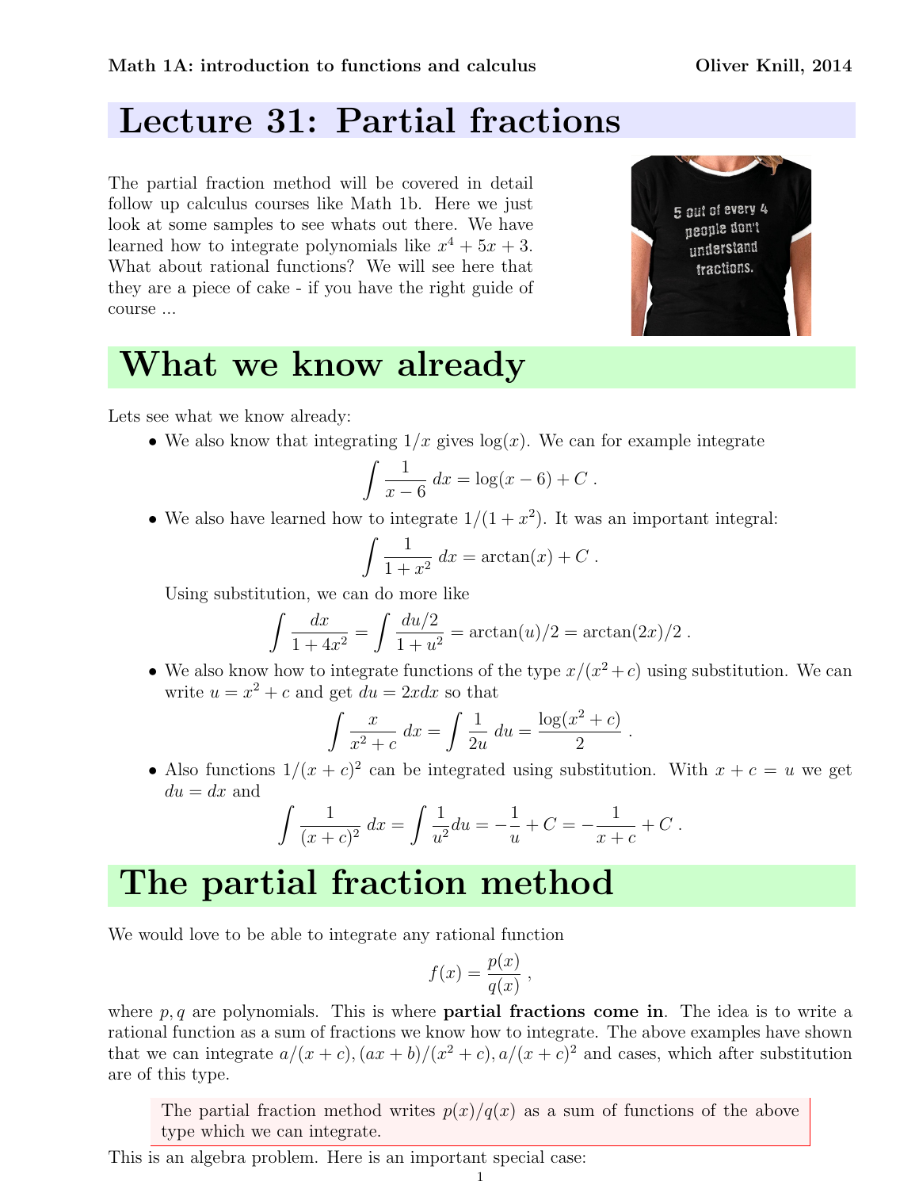# Lecture 31: Partial fractions

The partial fraction method will be covered in detail follow up calculus courses like Math 1b. Here we just look at some samples to see whats out there. We have learned how to integrate polynomials like $x^4 + 5x + 3$. What about rational functions? We will see here that they are a piece of cake - if you have the right guide of course ...

## What we know already

Lets see what we know already:

- We also know that integrating $1/x$ gives $\log(x)$. We can for example integrate

$$\int \frac{1}{x-6}\, dx = \log(x-6) + C \ .$$

- We also have learned how to integrate $1/(1+x^2)$. It was an important integral:

$$\int \frac{1}{1+x^2}\, dx = \arctan(x) + C \ .$$

  Using substitution, we can do more like

$$\int \frac{dx}{1+4x^2} = \int \frac{du/2}{1+u^2} = \arctan(u)/2 = \arctan(2x)/2 \ .$$

- We also know how to integrate functions of the type $x/(x^2+c)$ using substitution. We can write $u = x^2 + c$ and get $du = 2xdx$ so that

$$\int \frac{x}{x^2+c}\, dx = \int \frac{1}{2u}\, du = \frac{\log(x^2+c)}{2} \ .$$

- Also functions $1/(x+c)^2$ can be integrated using substitution. With $x + c = u$ we get $du = dx$ and

$$\int \frac{1}{(x+c)^2}\, dx = \int \frac{1}{u^2} du = -\frac{1}{u} + C = -\frac{1}{x+c} + C \ .$$

## The partial fraction method

We would love to be able to integrate any rational function

$$f(x) = \frac{p(x)}{q(x)} \ ,$$

where $p, q$ are polynomials. This is where **partial fractions come in**. The idea is to write a rational function as a sum of fractions we know how to integrate. The above examples have shown that we can integrate $a/(x+c), (ax+b)/(x^2+c), a/(x+c)^2$ and cases, which after substitution are of this type.

> The partial fraction method writes $p(x)/q(x)$ as a sum of functions of the above type which we can integrate.

This is an algebra problem. Here is an important special case: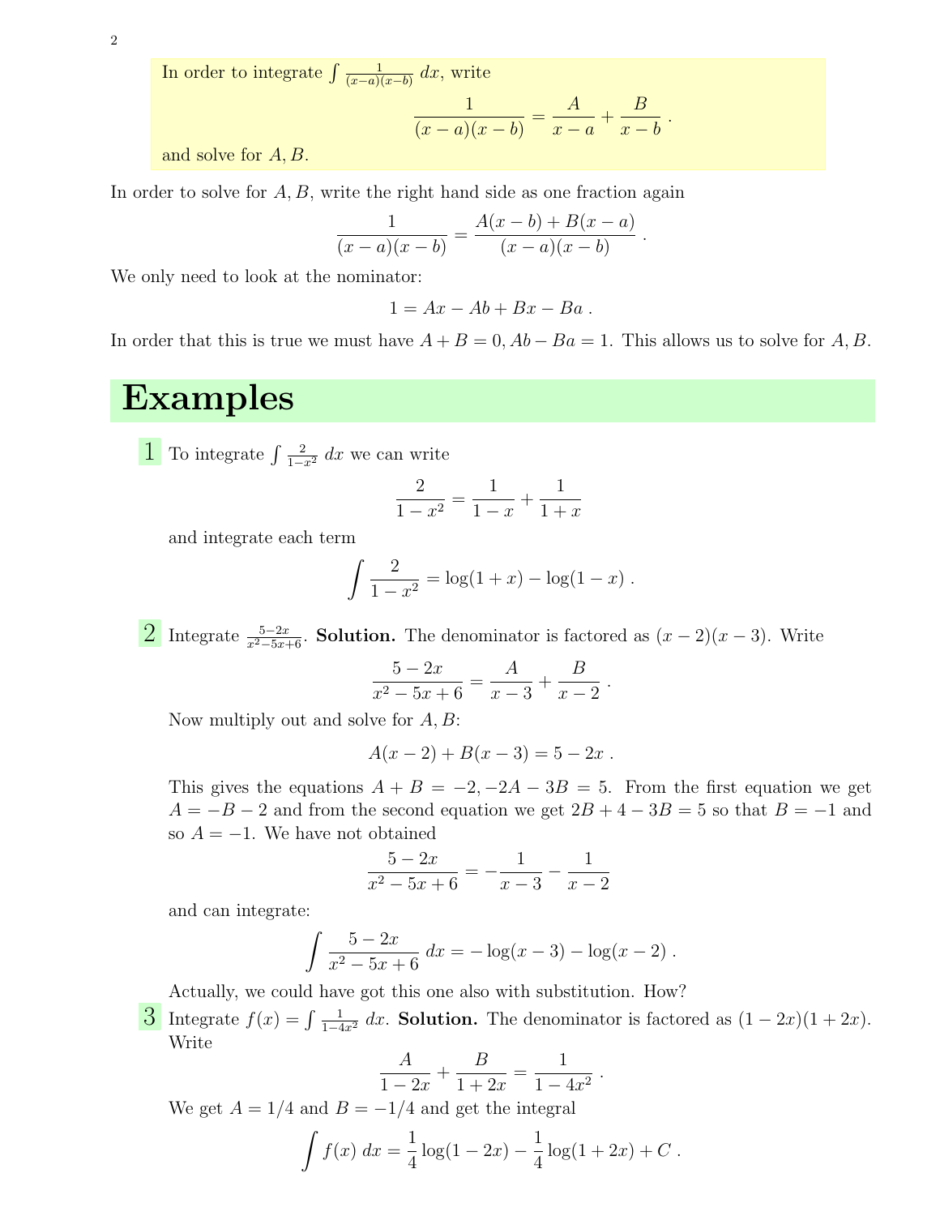In order to integrate $\int \frac{1}{(x-a)(x-b)}\, dx$, write

$$\frac{1}{(x-a)(x-b)} = \frac{A}{x-a} + \frac{B}{x-b} \ .$$

and solve for $A, B$.

In order to solve for $A, B$, write the right hand side as one fraction again

$$\frac{1}{(x-a)(x-b)} = \frac{A(x-b) + B(x-a)}{(x-a)(x-b)} \ .$$

We only need to look at the nominator:

$$1 = Ax - Ab + Bx - Ba \ .$$

In order that this is true we must have $A + B = 0, Ab - Ba = 1$. This allows us to solve for $A, B$.

# Examples

**1** To integrate $\int \frac{2}{1-x^2}\, dx$ we can write

$$\frac{2}{1-x^2} = \frac{1}{1-x} + \frac{1}{1+x}$$

and integrate each term

$$\int \frac{2}{1-x^2} = \log(1+x) - \log(1-x) \ .$$

**2** Integrate $\frac{5-2x}{x^2-5x+6}$. **Solution.** The denominator is factored as $(x-2)(x-3)$. Write

$$\frac{5-2x}{x^2-5x+6} = \frac{A}{x-3} + \frac{B}{x-2} \ .$$

Now multiply out and solve for $A, B$:

$$A(x-2) + B(x-3) = 5 - 2x \ .$$

This gives the equations $A + B = -2, -2A - 3B = 5$. From the first equation we get $A = -B - 2$ and from the second equation we get $2B + 4 - 3B = 5$ so that $B = -1$ and so $A = -1$. We have not obtained

$$\frac{5-2x}{x^2-5x+6} = -\frac{1}{x-3} - \frac{1}{x-2}$$

and can integrate:

$$\int \frac{5-2x}{x^2-5x+6}\, dx = -\log(x-3) - \log(x-2) \ .$$

Actually, we could have got this one also with substitution. How?

**3** Integrate $f(x) = \int \frac{1}{1-4x^2}\, dx$. **Solution.** The denominator is factored as $(1-2x)(1+2x)$. Write

$$\frac{A}{1-2x} + \frac{B}{1+2x} = \frac{1}{1-4x^2} \ .$$

We get $A = 1/4$ and $B = -1/4$ and get the integral

$$\int f(x)\, dx = \frac{1}{4}\log(1-2x) - \frac{1}{4}\log(1+2x) + C \ .$$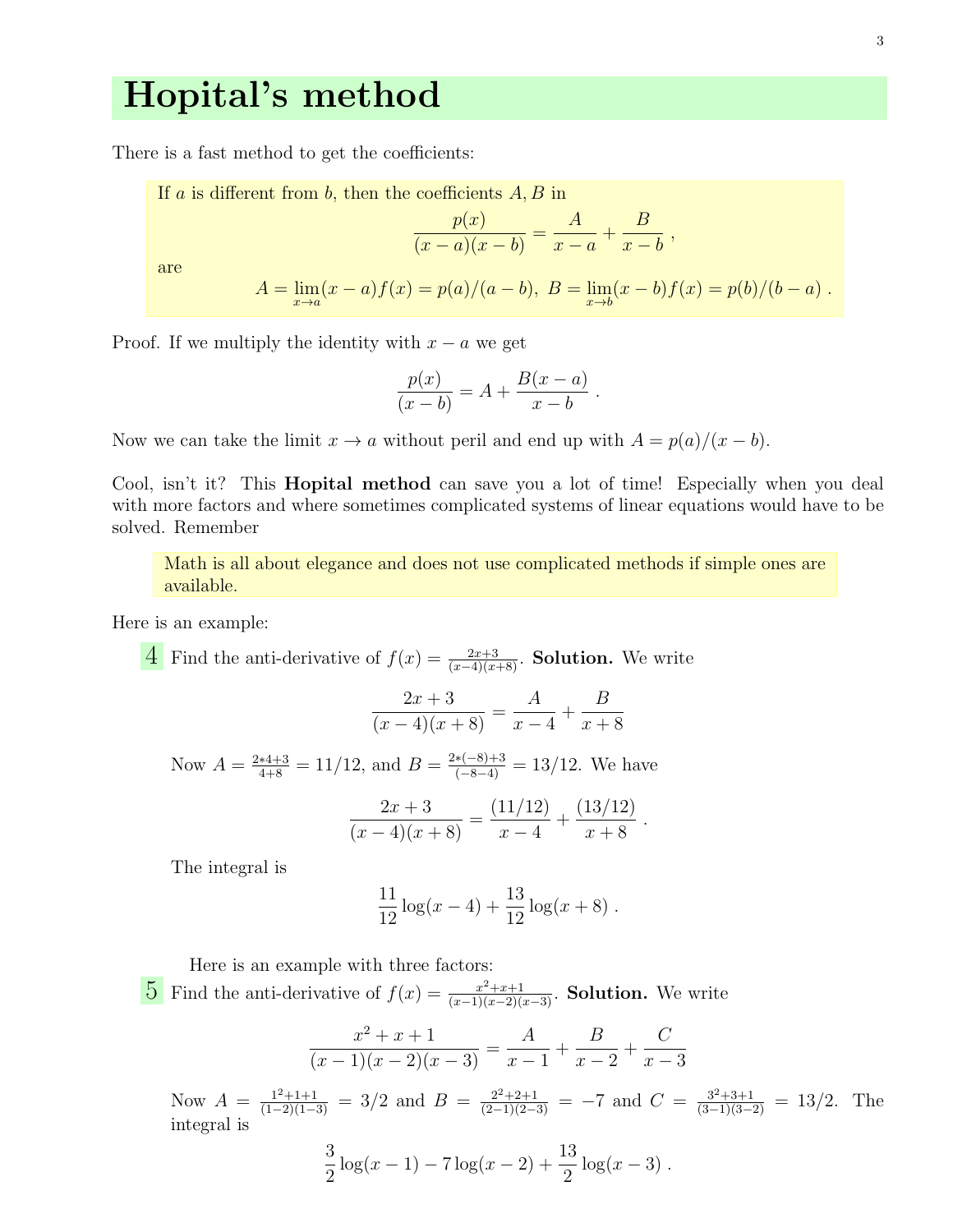# Hopital's method

There is a fast method to get the coefficients:

> If $a$ is different from $b$, then the coefficients $A, B$ in
> $$\frac{p(x)}{(x-a)(x-b)} = \frac{A}{x-a} + \frac{B}{x-b} ,$$
> are
> $$A = \lim_{x \to a}(x-a)f(x) = p(a)/(a-b), \; B = \lim_{x \to b}(x-b)f(x) = p(b)/(b-a) .$$

Proof. If we multiply the identity with $x - a$ we get

$$\frac{p(x)}{(x-b)} = A + \frac{B(x-a)}{x-b} .$$

Now we can take the limit $x \to a$ without peril and end up with $A = p(a)/(x-b)$.

Cool, isn't it? This **Hopital method** can save you a lot of time! Especially when you deal with more factors and where sometimes complicated systems of linear equations would have to be solved. Remember

> Math is all about elegance and does not use complicated methods if simple ones are available.

Here is an example:

**4** Find the anti-derivative of $f(x) = \frac{2x+3}{(x-4)(x+8)}$. **Solution.** We write

$$\frac{2x+3}{(x-4)(x+8)} = \frac{A}{x-4} + \frac{B}{x+8}$$

Now $A = \frac{2*4+3}{4+8} = 11/12$, and $B = \frac{2*(-8)+3}{(-8-4)} = 13/12$. We have

$$\frac{2x+3}{(x-4)(x+8)} = \frac{(11/12)}{x-4} + \frac{(13/12)}{x+8} .$$

The integral is

$$\frac{11}{12}\log(x-4) + \frac{13}{12}\log(x+8) .$$

Here is an example with three factors:

**5** Find the anti-derivative of $f(x) = \frac{x^2+x+1}{(x-1)(x-2)(x-3)}$. **Solution.** We write

$$\frac{x^2+x+1}{(x-1)(x-2)(x-3)} = \frac{A}{x-1} + \frac{B}{x-2} + \frac{C}{x-3}$$

Now $A = \frac{1^2+1+1}{(1-2)(1-3)} = 3/2$ and $B = \frac{2^2+2+1}{(2-1)(2-3)} = -7$ and $C = \frac{3^2+3+1}{(3-1)(3-2)} = 13/2$. The integral is

$$\frac{3}{2}\log(x-1) - 7\log(x-2) + \frac{13}{2}\log(x-3) .$$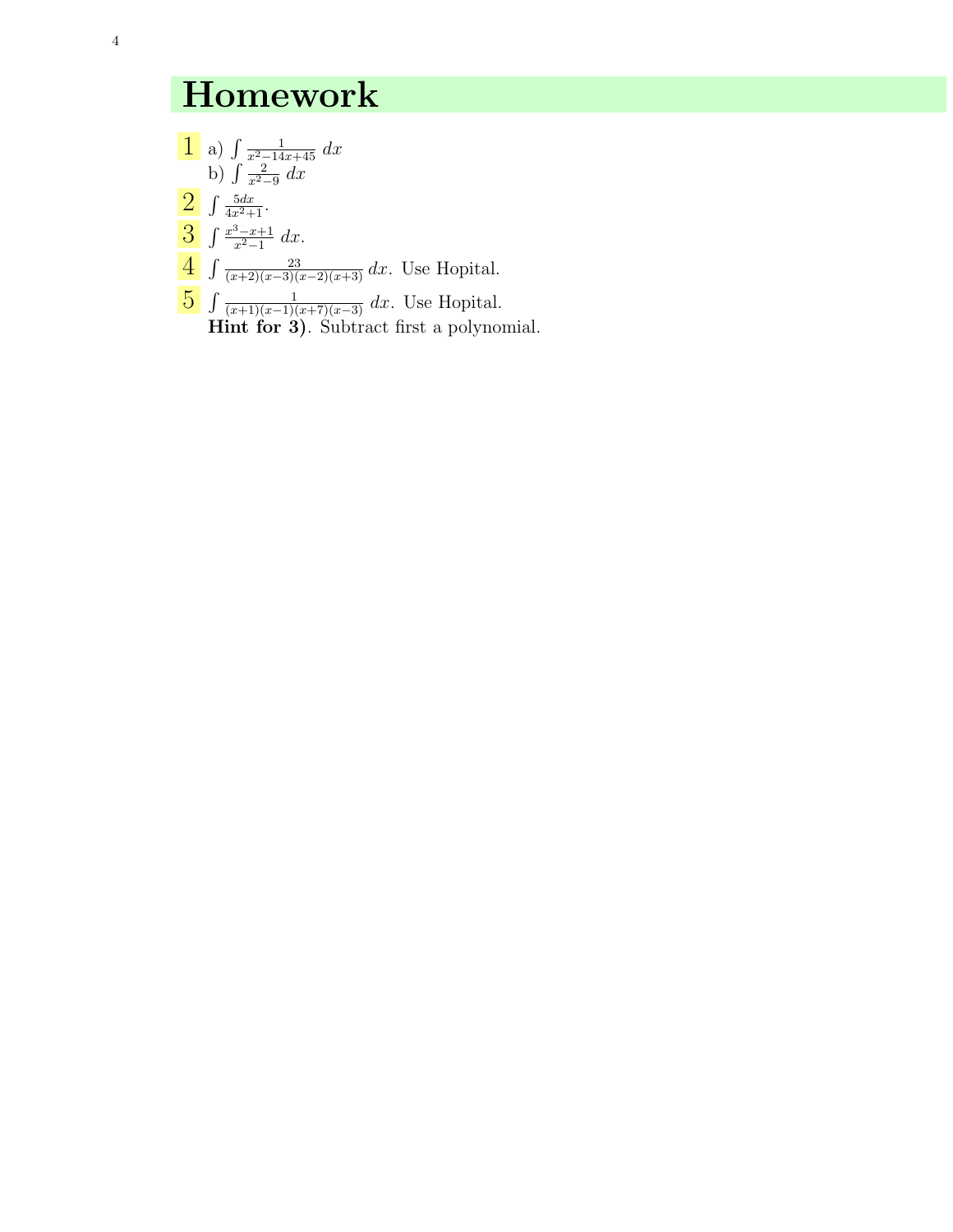# Homework

1 a) $\int \frac{1}{x^2-14x+45}\ dx$
b) $\int \frac{2}{x^2-9}\ dx$

2 $\int \frac{5dx}{4x^2+1}$.

3 $\int \frac{x^3-x+1}{x^2-1}\ dx$.

4 $\int \frac{23}{(x+2)(x-3)(x-2)(x+3)}\ dx$. Use Hopital.

5 $\int \frac{1}{(x+1)(x-1)(x+7)(x-3)}\ dx$. Use Hopital.

**Hint for 3)**. Subtract first a polynomial.